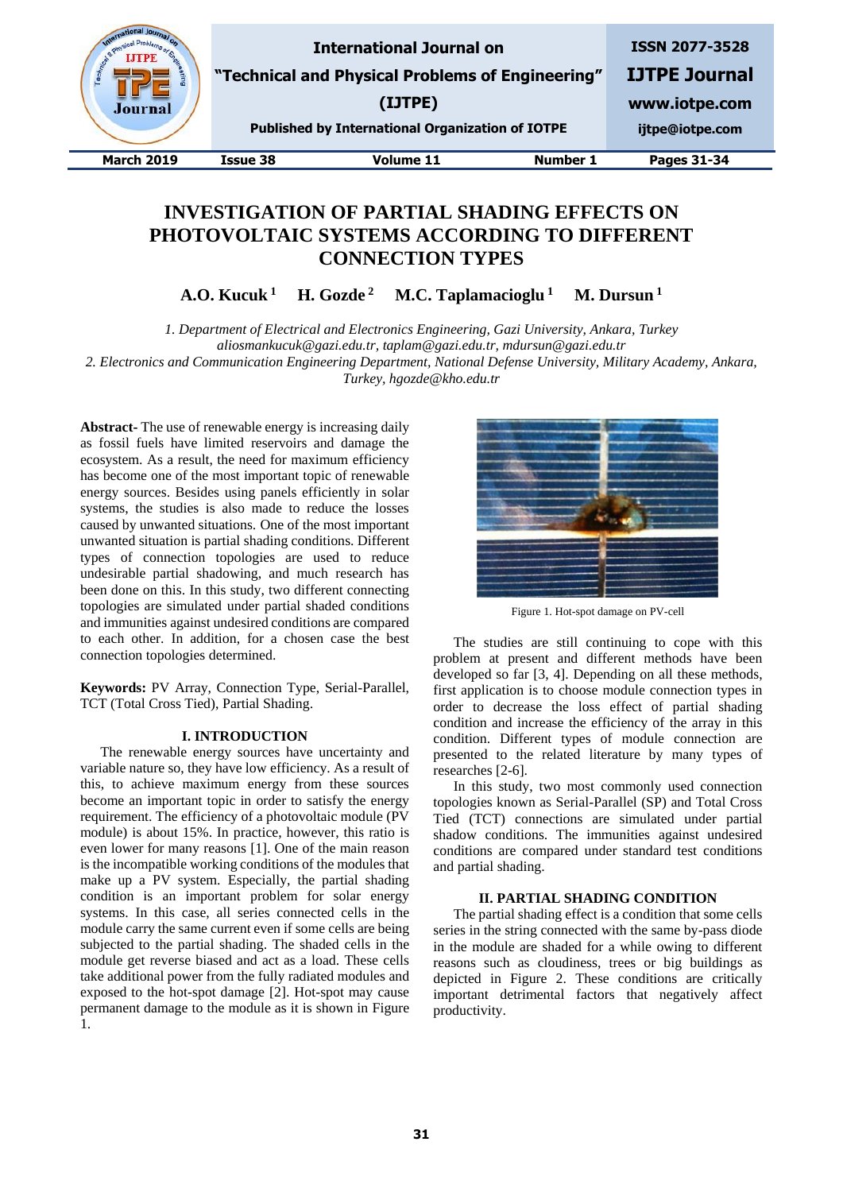# INVESTIGATION OF PARTIAL SHADING EFFECTS ON PHOTOVOLTAIC SYSTEMS ACCORDING TO DIFFERENT CONNECTION TYPES

**A.O. Kucuk [1] H. Gozde [2] M.C. Taplamacioglu [1] M. Dursun [1]**

*1. Department of Electrical and Electronics Engineering, Gazi University, Ankara, Turkey*
*aliosmankucuk@gazi.edu.tr, taplam@gazi.edu.tr, mdursun@gazi.edu.tr*
*2. Electronics and Communication Engineering Department, National Defense University, Military Academy, Ankara, Turkey, hgozde@kho.edu.tr*

**Abstract-** The use of renewable energy is increasing daily as fossil fuels have limited reservoirs and damage the ecosystem. As a result, the need for maximum efficiency has become one of the most important topic of renewable energy sources. Besides using panels efficiently in solar systems, the studies is also made to reduce the losses caused by unwanted situations. One of the most important unwanted situation is partial shading conditions. Different types of connection topologies are used to reduce undesirable partial shadowing, and much research has been done on this. In this study, two different connecting topologies are simulated under partial shaded conditions and immunities against undesired conditions are compared to each other. In addition, for a chosen case the best connection topologies determined.

**Keywords:** PV Array, Connection Type, Serial-Parallel, TCT (Total Cross Tied), Partial Shading.

## I. INTRODUCTION

The renewable energy sources have uncertainty and variable nature so, they have low efficiency. As a result of this, to achieve maximum energy from these sources become an important topic in order to satisfy the energy requirement. The efficiency of a photovoltaic module (PV module) is about 15%. In practice, however, this ratio is even lower for many reasons [1]. One of the main reason is the incompatible working conditions of the modules that make up a PV system. Especially, the partial shading condition is an important problem for solar energy systems. In this case, all series connected cells in the module carry the same current even if some cells are being subjected to the partial shading. The shaded cells in the module get reverse biased and act as a load. These cells take additional power from the fully radiated modules and exposed to the hot-spot damage [2]. Hot-spot may cause permanent damage to the module as it is shown in Figure 1.

Figure 1. Hot-spot damage on PV-cell

The studies are still continuing to cope with this problem at present and different methods have been developed so far [3, 4]. Depending on all these methods, first application is to choose module connection types in order to decrease the loss effect of partial shading condition and increase the efficiency of the array in this condition. Different types of module connection are presented to the related literature by many types of researches [2-6].

In this study, two most commonly used connection topologies known as Serial-Parallel (SP) and Total Cross Tied (TCT) connections are simulated under partial shadow conditions. The immunities against undesired conditions are compared under standard test conditions and partial shading.

## II. PARTIAL SHADING CONDITION

The partial shading effect is a condition that some cells series in the string connected with the same by-pass diode in the module are shaded for a while owing to different reasons such as cloudiness, trees or big buildings as depicted in Figure 2. These conditions are critically important detrimental factors that negatively affect productivity.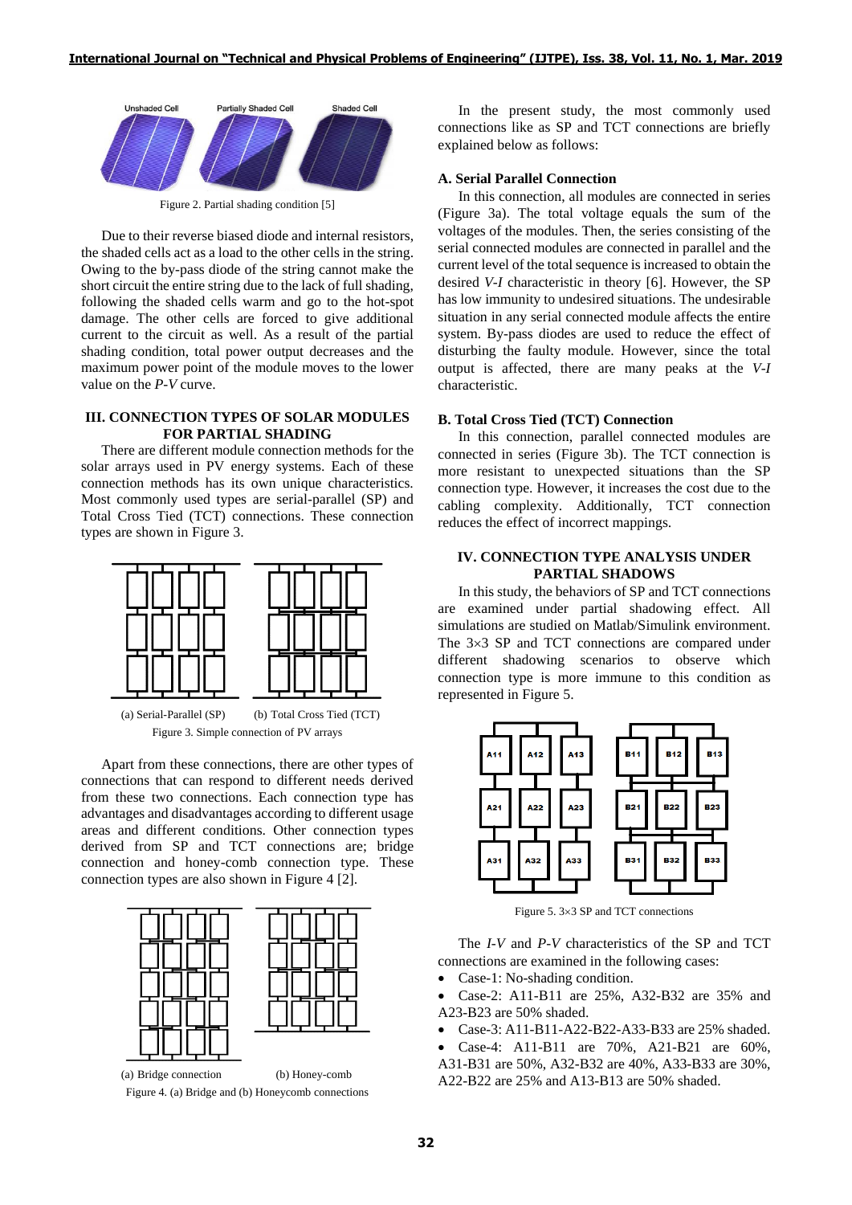Figure 2. Partial shading condition [5]

Due to their reverse biased diode and internal resistors, the shaded cells act as a load to the other cells in the string. Owing to the by-pass diode of the string cannot make the short circuit the entire string due to the lack of full shading, following the shaded cells warm and go to the hot-spot damage. The other cells are forced to give additional current to the circuit as well. As a result of the partial shading condition, total power output decreases and the maximum power point of the module moves to the lower value on the *P-V* curve.

## III. CONNECTION TYPES OF SOLAR MODULES FOR PARTIAL SHADING

There are different module connection methods for the solar arrays used in PV energy systems. Each of these connection methods has its own unique characteristics. Most commonly used types are serial-parallel (SP) and Total Cross Tied (TCT) connections. These connection types are shown in Figure 3.

(a) Serial-Parallel (SP) (b) Total Cross Tied (TCT)

Figure 3. Simple connection of PV arrays

Apart from these connections, there are other types of connections that can respond to different needs derived from these two connections. Each connection type has advantages and disadvantages according to different usage areas and different conditions. Other connection types derived from SP and TCT connections are; bridge connection and honey-comb connection type. These connection types are also shown in Figure 4 [2].

(a) Bridge connection (b) Honey-comb

Figure 4. (a) Bridge and (b) Honeycomb connections

In the present study, the most commonly used connections like as SP and TCT connections are briefly explained below as follows:

### A. Serial Parallel Connection

In this connection, all modules are connected in series (Figure 3a). The total voltage equals the sum of the voltages of the modules. Then, the series consisting of the serial connected modules are connected in parallel and the current level of the total sequence is increased to obtain the desired *V-I* characteristic in theory [6]. However, the SP has low immunity to undesired situations. The undesirable situation in any serial connected module affects the entire system. By-pass diodes are used to reduce the effect of disturbing the faulty module. However, since the total output is affected, there are many peaks at the *V-I* characteristic.

### B. Total Cross Tied (TCT) Connection

In this connection, parallel connected modules are connected in series (Figure 3b). The TCT connection is more resistant to unexpected situations than the SP connection type. However, it increases the cost due to the cabling complexity. Additionally, TCT connection reduces the effect of incorrect mappings.

## IV. CONNECTION TYPE ANALYSIS UNDER PARTIAL SHADOWS

In this study, the behaviors of SP and TCT connections are examined under partial shadowing effect. All simulations are studied on Matlab/Simulink environment. The 3×3 SP and TCT connections are compared under different shadowing scenarios to observe which connection type is more immune to this condition as represented in Figure 5.

Figure 5. 3×3 SP and TCT connections

The *I-V* and *P-V* characteristics of the SP and TCT connections are examined in the following cases:

- Case-1: No-shading condition.
- Case-2: A11-B11 are 25%, A32-B32 are 35% and A23-B23 are 50% shaded.
- Case-3: A11-B11-A22-B22-A33-B33 are 25% shaded.
- Case-4: A11-B11 are 70%, A21-B21 are 60%, A31-B31 are 50%, A32-B32 are 40%, A33-B33 are 30%, A22-B22 are 25% and A13-B13 are 50% shaded.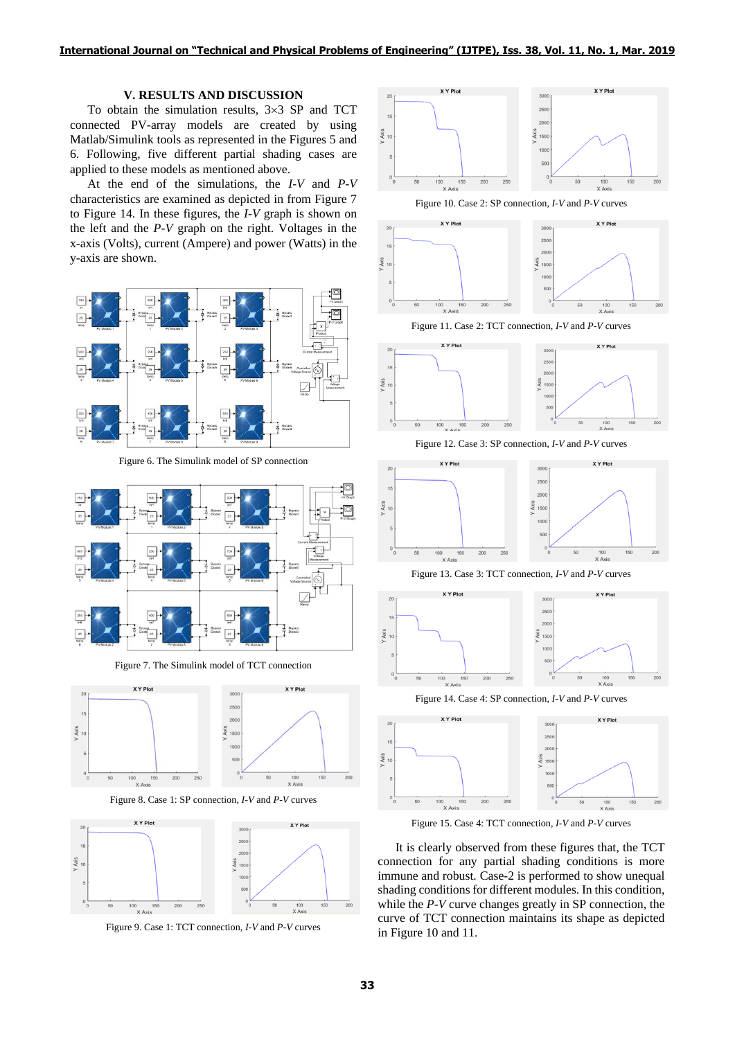## V. RESULTS AND DISCUSSION

To obtain the simulation results, 3×3 SP and TCT connected PV-array models are created by using Matlab/Simulink tools as represented in the Figures 5 and 6. Following, five different partial shading cases are applied to these models as mentioned above.

At the end of the simulations, the *I-V* and *P-V* characteristics are examined as depicted in from Figure 7 to Figure 14. In these figures, the *I-V* graph is shown on the left and the *P-V* graph on the right. Voltages in the x-axis (Volts), current (Ampere) and power (Watts) in the y-axis are shown.

Figure 6. The Simulink model of SP connection

Figure 7. The Simulink model of TCT connection

Figure 8. Case 1: SP connection, *I-V* and *P-V* curves

Figure 9. Case 1: TCT connection, *I-V* and *P-V* curves

Figure 10. Case 2: SP connection, *I-V* and *P-V* curves

Figure 11. Case 2: TCT connection, *I-V* and *P-V* curves

Figure 12. Case 3: SP connection, *I-V* and *P-V* curves

Figure 13. Case 3: TCT connection, *I-V* and *P-V* curves

Figure 14. Case 4: SP connection, *I-V* and *P-V* curves

Figure 15. Case 4: TCT connection, *I-V* and *P-V* curves

It is clearly observed from these figures that, the TCT connection for any partial shading conditions is more immune and robust. Case-2 is performed to show unequal shading conditions for different modules. In this condition, while the *P-V* curve changes greatly in SP connection, the curve of TCT connection maintains its shape as depicted in Figure 10 and 11.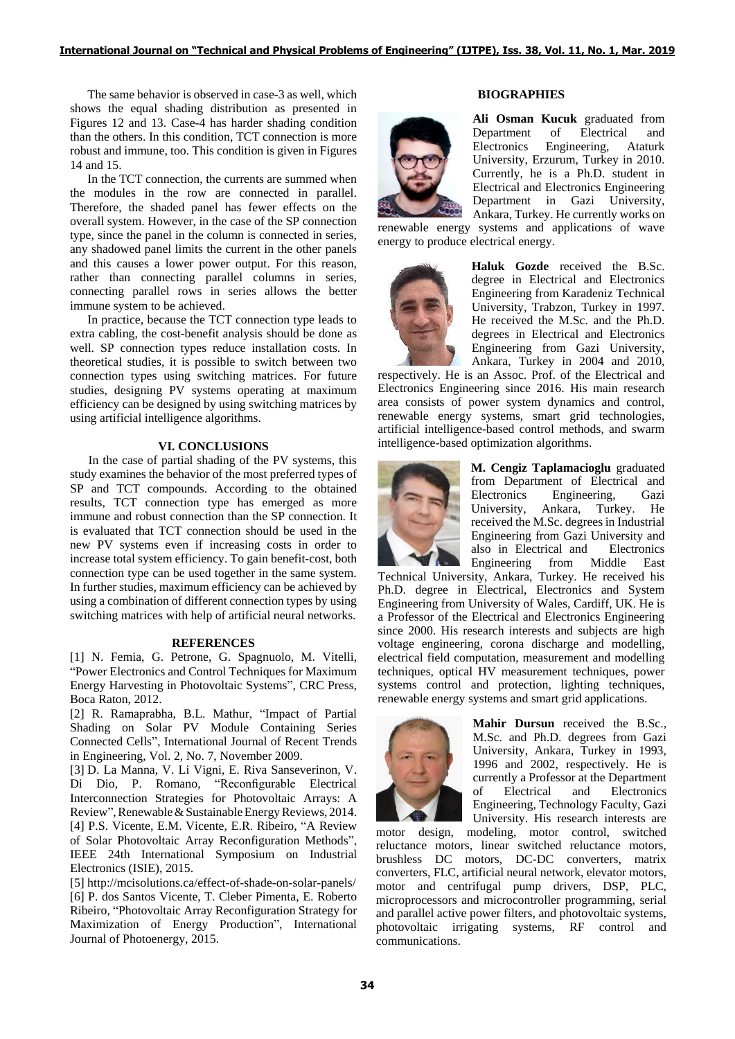The same behavior is observed in case-3 as well, which shows the equal shading distribution as presented in Figures 12 and 13. Case-4 has harder shading condition than the others. In this condition, TCT connection is more robust and immune, too. This condition is given in Figures 14 and 15.

In the TCT connection, the currents are summed when the modules in the row are connected in parallel. Therefore, the shaded panel has fewer effects on the overall system. However, in the case of the SP connection type, since the panel in the column is connected in series, any shadowed panel limits the current in the other panels and this causes a lower power output. For this reason, rather than connecting parallel columns in series, connecting parallel rows in series allows the better immune system to be achieved.

In practice, because the TCT connection type leads to extra cabling, the cost-benefit analysis should be done as well. SP connection types reduce installation costs. In theoretical studies, it is possible to switch between two connection types using switching matrices. For future studies, designing PV systems operating at maximum efficiency can be designed by using switching matrices by using artificial intelligence algorithms.

## VI. CONCLUSIONS

In the case of partial shading of the PV systems, this study examines the behavior of the most preferred types of SP and TCT compounds. According to the obtained results, TCT connection type has emerged as more immune and robust connection than the SP connection. It is evaluated that TCT connection should be used in the new PV systems even if increasing costs in order to increase total system efficiency. To gain benefit-cost, both connection type can be used together in the same system. In further studies, maximum efficiency can be achieved by using a combination of different connection types by using switching matrices with help of artificial neural networks.

## REFERENCES

[1] N. Femia, G. Petrone, G. Spagnuolo, M. Vitelli, "Power Electronics and Control Techniques for Maximum Energy Harvesting in Photovoltaic Systems", CRC Press, Boca Raton, 2012.

[2] R. Ramaprabha, B.L. Mathur, "Impact of Partial Shading on Solar PV Module Containing Series Connected Cells", International Journal of Recent Trends in Engineering, Vol. 2, No. 7, November 2009.

[3] D. La Manna, V. Li Vigni, E. Riva Sanseverinon, V. Di Dio, P. Romano, "Reconfigurable Electrical Interconnection Strategies for Photovoltaic Arrays: A Review", Renewable & Sustainable Energy Reviews, 2014.

[4] P.S. Vicente, E.M. Vicente, E.R. Ribeiro, "A Review of Solar Photovoltaic Array Reconfiguration Methods", IEEE 24th International Symposium on Industrial Electronics (ISIE), 2015.

[5] http://mcisolutions.ca/effect-of-shade-on-solar-panels/

[6] P. dos Santos Vicente, T. Cleber Pimenta, E. Roberto Ribeiro, "Photovoltaic Array Reconfiguration Strategy for Maximization of Energy Production", International Journal of Photoenergy, 2015.

## BIOGRAPHIES

**Ali Osman Kucuk** graduated from Department of Electrical and Electronics Engineering, Ataturk University, Erzurum, Turkey in 2010. Currently, he is a Ph.D. student in Electrical and Electronics Engineering Department in Gazi University, Ankara, Turkey. He currently works on renewable energy systems and applications of wave energy to produce electrical energy.

**Haluk Gozde** received the B.Sc. degree in Electrical and Electronics Engineering from Karadeniz Technical University, Trabzon, Turkey in 1997. He received the M.Sc. and the Ph.D. degrees in Electrical and Electronics Engineering from Gazi University, Ankara, Turkey in 2004 and 2010, respectively. He is an Assoc. Prof. of the Electrical and Electronics Engineering since 2016. His main research area consists of power system dynamics and control, renewable energy systems, smart grid technologies, artificial intelligence-based control methods, and swarm intelligence-based optimization algorithms.

**M. Cengiz Taplamacioglu** graduated from Department of Electrical and Electronics Engineering, Gazi University, Ankara, Turkey. He received the M.Sc. degrees in Industrial Engineering from Gazi University and also in Electrical and Electronics Engineering from Middle East Technical University, Ankara, Turkey. He received his Ph.D. degree in Electrical, Electronics and System Engineering from University of Wales, Cardiff, UK. He is a Professor of the Electrical and Electronics Engineering since 2000. His research interests and subjects are high voltage engineering, corona discharge and modelling, electrical field computation, measurement and modelling techniques, optical HV measurement techniques, power systems control and protection, lighting techniques, renewable energy systems and smart grid applications.

**Mahir Dursun** received the B.Sc., M.Sc. and Ph.D. degrees from Gazi University, Ankara, Turkey in 1993, 1996 and 2002, respectively. He is currently a Professor at the Department of Electrical and Electronics Engineering, Technology Faculty, Gazi University. His research interests are motor design, modeling, motor control, switched reluctance motors, linear switched reluctance motors, brushless DC motors, DC-DC converters, matrix converters, FLC, artificial neural network, elevator motors, motor and centrifugal pump drivers, DSP, PLC, microprocessors and microcontroller programming, serial and parallel active power filters, and photovoltaic systems, photovoltaic irrigating systems, RF control and communications.